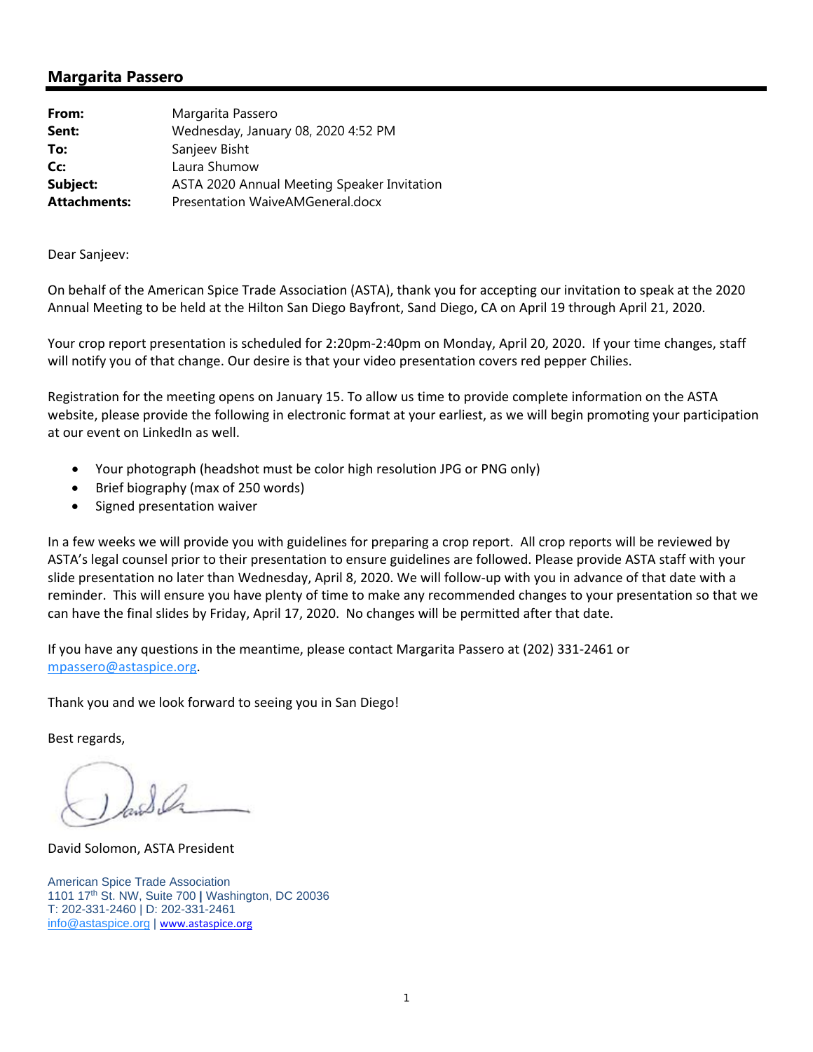## Margarita Passero

| | |
|---|---|
| **From:** | Margarita Passero |
| **Sent:** | Wednesday, January 08, 2020 4:52 PM |
| **To:** | Sanjeev Bisht |
| **Cc:** | Laura Shumow |
| **Subject:** | ASTA 2020 Annual Meeting Speaker Invitation |
| **Attachments:** | Presentation WaiveAMGeneral.docx |

Dear Sanjeev:

On behalf of the American Spice Trade Association (ASTA), thank you for accepting our invitation to speak at the 2020 Annual Meeting to be held at the Hilton San Diego Bayfront, Sand Diego, CA on April 19 through April 21, 2020.

Your crop report presentation is scheduled for 2:20pm-2:40pm on Monday, April 20, 2020. If your time changes, staff will notify you of that change. Our desire is that your video presentation covers red pepper Chilies.

Registration for the meeting opens on January 15. To allow us time to provide complete information on the ASTA website, please provide the following in electronic format at your earliest, as we will begin promoting your participation at our event on LinkedIn as well.

- Your photograph (headshot must be color high resolution JPG or PNG only)
- Brief biography (max of 250 words)
- Signed presentation waiver

In a few weeks we will provide you with guidelines for preparing a crop report. All crop reports will be reviewed by ASTA's legal counsel prior to their presentation to ensure guidelines are followed. Please provide ASTA staff with your slide presentation no later than Wednesday, April 8, 2020. We will follow-up with you in advance of that date with a reminder. This will ensure you have plenty of time to make any recommended changes to your presentation so that we can have the final slides by Friday, April 17, 2020. No changes will be permitted after that date.

If you have any questions in the meantime, please contact Margarita Passero at (202) 331-2461 or mpassero@astaspice.org.

Thank you and we look forward to seeing you in San Diego!

Best regards,

David Solomon, ASTA President

American Spice Trade Association
1101 17th St. NW, Suite 700 | Washington, DC 20036
T: 202-331-2460 | D: 202-331-2461
info@astaspice.org | www.astaspice.org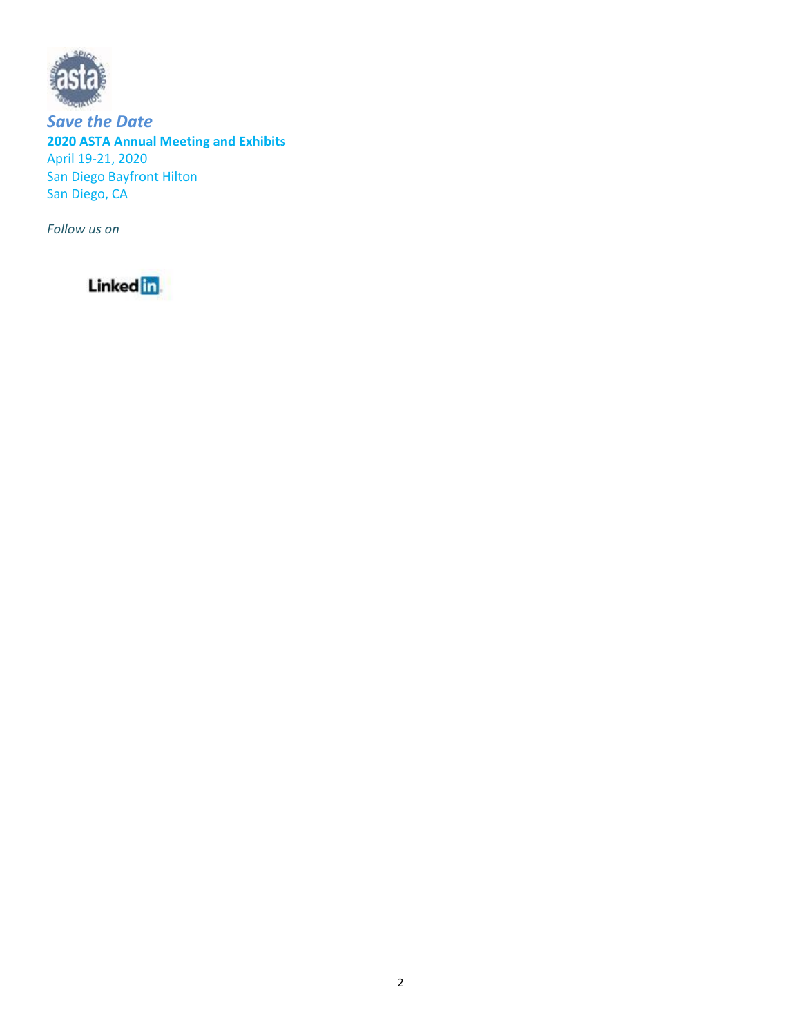*Save the Date*

**2020 ASTA Annual Meeting and Exhibits**

April 19-21, 2020

San Diego Bayfront Hilton

San Diego, CA

*Follow us on*

LinkedIn